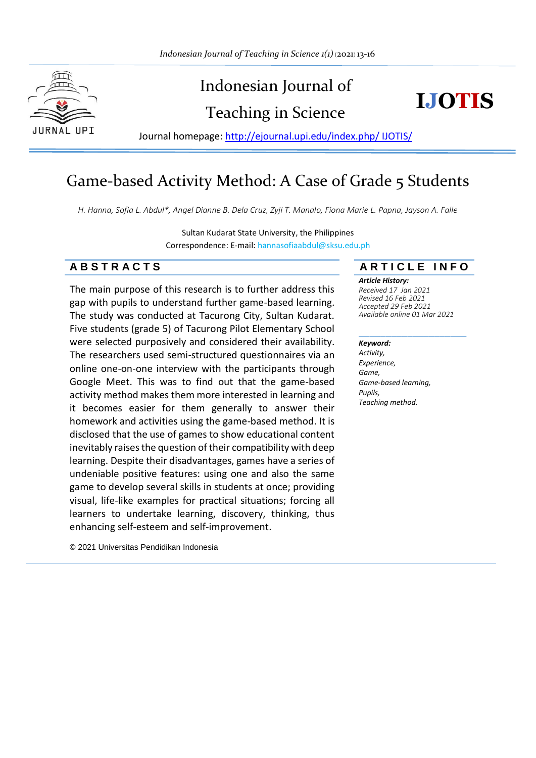# Indonesian Journal of Teaching in Science

**IJOTIS**

Journal homepage: http://ejournal.upi.edu/index.php/ IJOTIS/

# Game-based Activity Method: A Case of Grade 5 Students

*H. Hanna, Sofia L. Abdul\*, Angel Dianne B. Dela Cruz, Zyji T. Manalo, Fiona Marie L. Papna, Jayson A. Falle*

Sultan Kudarat State University, the Philippines

Correspondence: E-mail: hannasofiaabdul@sksu.edu.ph

## ABSTRACTS

The main purpose of this research is to further address this gap with pupils to understand further game-based learning. The study was conducted at Tacurong City, Sultan Kudarat. Five students (grade 5) of Tacurong Pilot Elementary School were selected purposively and considered their availability. The researchers used semi-structured questionnaires via an online one-on-one interview with the participants through Google Meet. This was to find out that the game-based activity method makes them more interested in learning and it becomes easier for them generally to answer their homework and activities using the game-based method. It is disclosed that the use of games to show educational content inevitably raises the question of their compatibility with deep learning. Despite their disadvantages, games have a series of undeniable positive features: using one and also the same game to develop several skills in students at once; providing visual, life-like examples for practical situations; forcing all learners to undertake learning, discovery, thinking, thus enhancing self-esteem and self-improvement.

© 2021 Universitas Pendidikan Indonesia

## ARTICLE INFO

***Article History:***

*Received 17 Jan 2021*
*Revised 16 Feb 2021*
*Accepted 29 Feb 2021*
*Available online 01 Mar 2021*

***Keyword:***

*Activity,*
*Experience,*
*Game,*
*Game-based learning,*
*Pupils,*
*Teaching method.*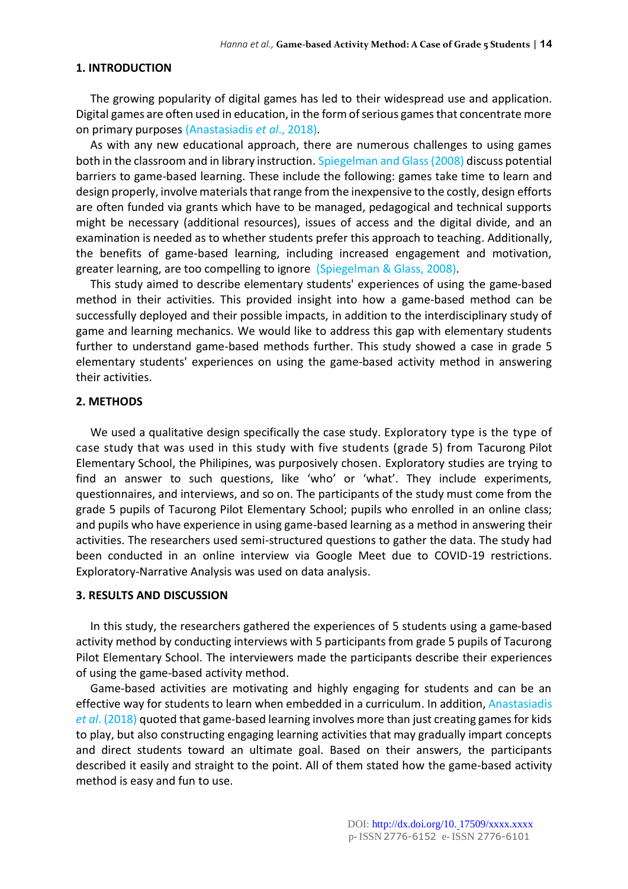## 1. INTRODUCTION

The growing popularity of digital games has led to their widespread use and application. Digital games are often used in education, in the form of serious games that concentrate more on primary purposes (Anastasiadis *et al*., 2018).

As with any new educational approach, there are numerous challenges to using games both in the classroom and in library instruction. Spiegelman and Glass (2008) discuss potential barriers to game-based learning. These include the following: games take time to learn and design properly, involve materials that range from the inexpensive to the costly, design efforts are often funded via grants which have to be managed, pedagogical and technical supports might be necessary (additional resources), issues of access and the digital divide, and an examination is needed as to whether students prefer this approach to teaching. Additionally, the benefits of game-based learning, including increased engagement and motivation, greater learning, are too compelling to ignore (Spiegelman & Glass, 2008).

This study aimed to describe elementary students' experiences of using the game-based method in their activities. This provided insight into how a game-based method can be successfully deployed and their possible impacts, in addition to the interdisciplinary study of game and learning mechanics. We would like to address this gap with elementary students further to understand game-based methods further. This study showed a case in grade 5 elementary students' experiences on using the game-based activity method in answering their activities.

## 2. METHODS

We used a qualitative design specifically the case study. Exploratory type is the type of case study that was used in this study with five students (grade 5) from Tacurong Pilot Elementary School, the Philipines, was purposively chosen. Exploratory studies are trying to find an answer to such questions, like 'who' or 'what'. They include experiments, questionnaires, and interviews, and so on. The participants of the study must come from the grade 5 pupils of Tacurong Pilot Elementary School; pupils who enrolled in an online class; and pupils who have experience in using game-based learning as a method in answering their activities. The researchers used semi-structured questions to gather the data. The study had been conducted in an online interview via Google Meet due to COVID-19 restrictions. Exploratory-Narrative Analysis was used on data analysis.

## 3. RESULTS AND DISCUSSION

In this study, the researchers gathered the experiences of 5 students using a game-based activity method by conducting interviews with 5 participants from grade 5 pupils of Tacurong Pilot Elementary School. The interviewers made the participants describe their experiences of using the game-based activity method.

Game-based activities are motivating and highly engaging for students and can be an effective way for students to learn when embedded in a curriculum. In addition, Anastasiadis *et al*. (2018) quoted that game-based learning involves more than just creating games for kids to play, but also constructing engaging learning activities that may gradually impart concepts and direct students toward an ultimate goal. Based on their answers, the participants described it easily and straight to the point. All of them stated how the game-based activity method is easy and fun to use.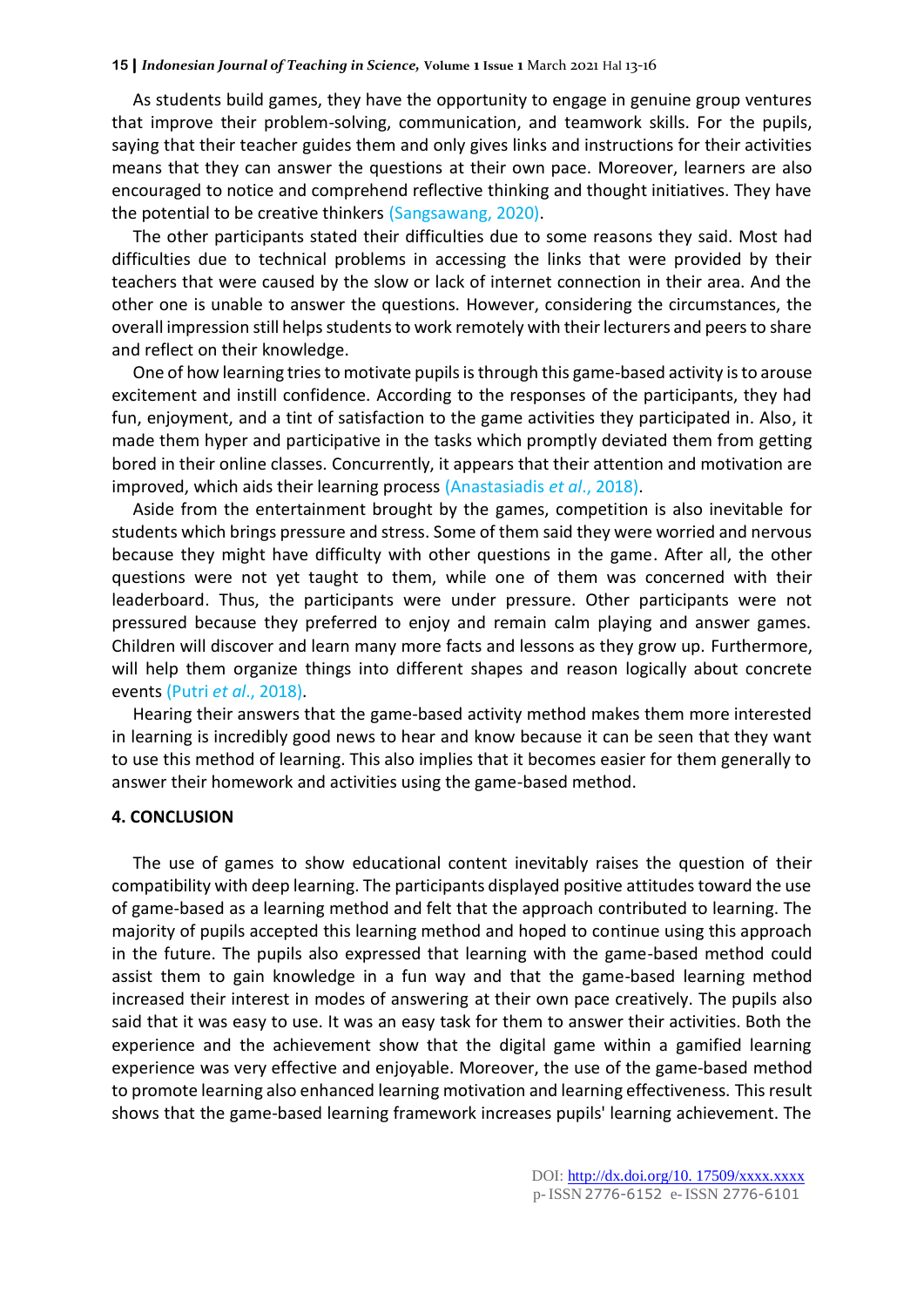As students build games, they have the opportunity to engage in genuine group ventures that improve their problem-solving, communication, and teamwork skills. For the pupils, saying that their teacher guides them and only gives links and instructions for their activities means that they can answer the questions at their own pace. Moreover, learners are also encouraged to notice and comprehend reflective thinking and thought initiatives. They have the potential to be creative thinkers (Sangsawang, 2020).

The other participants stated their difficulties due to some reasons they said. Most had difficulties due to technical problems in accessing the links that were provided by their teachers that were caused by the slow or lack of internet connection in their area. And the other one is unable to answer the questions. However, considering the circumstances, the overall impression still helps students to work remotely with their lecturers and peers to share and reflect on their knowledge.

One of how learning tries to motivate pupils is through this game-based activity is to arouse excitement and instill confidence. According to the responses of the participants, they had fun, enjoyment, and a tint of satisfaction to the game activities they participated in. Also, it made them hyper and participative in the tasks which promptly deviated them from getting bored in their online classes. Concurrently, it appears that their attention and motivation are improved, which aids their learning process (Anastasiadis *et al*., 2018).

Aside from the entertainment brought by the games, competition is also inevitable for students which brings pressure and stress. Some of them said they were worried and nervous because they might have difficulty with other questions in the game. After all, the other questions were not yet taught to them, while one of them was concerned with their leaderboard. Thus, the participants were under pressure. Other participants were not pressured because they preferred to enjoy and remain calm playing and answer games. Children will discover and learn many more facts and lessons as they grow up. Furthermore, will help them organize things into different shapes and reason logically about concrete events (Putri *et al*., 2018).

Hearing their answers that the game-based activity method makes them more interested in learning is incredibly good news to hear and know because it can be seen that they want to use this method of learning. This also implies that it becomes easier for them generally to answer their homework and activities using the game-based method.

## 4. CONCLUSION

The use of games to show educational content inevitably raises the question of their compatibility with deep learning. The participants displayed positive attitudes toward the use of game-based as a learning method and felt that the approach contributed to learning. The majority of pupils accepted this learning method and hoped to continue using this approach in the future. The pupils also expressed that learning with the game-based method could assist them to gain knowledge in a fun way and that the game-based learning method increased their interest in modes of answering at their own pace creatively. The pupils also said that it was easy to use. It was an easy task for them to answer their activities. Both the experience and the achievement show that the digital game within a gamified learning experience was very effective and enjoyable. Moreover, the use of the game-based method to promote learning also enhanced learning motivation and learning effectiveness. This result shows that the game-based learning framework increases pupils' learning achievement. The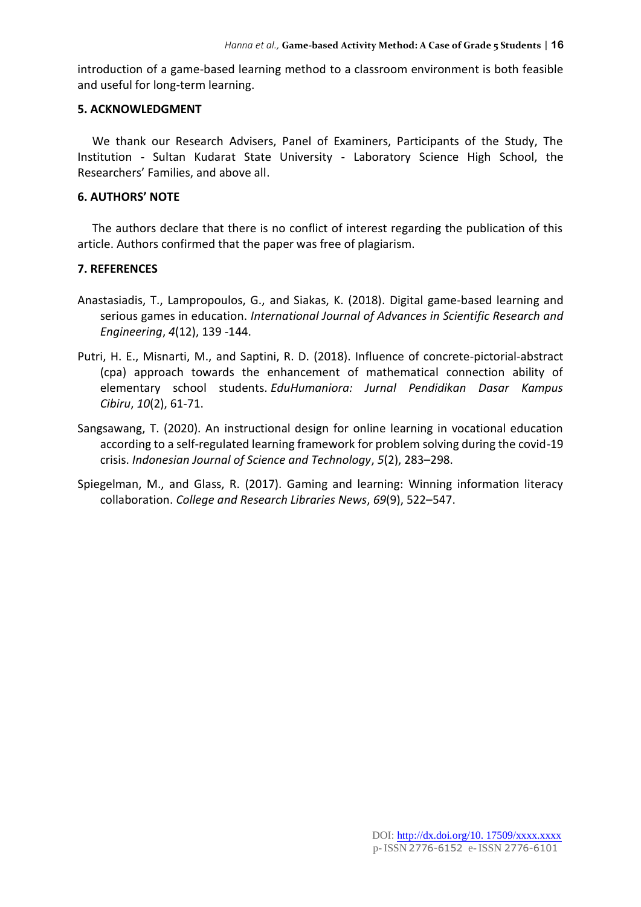introduction of a game-based learning method to a classroom environment is both feasible and useful for long-term learning.

## 5. ACKNOWLEDGMENT

We thank our Research Advisers, Panel of Examiners, Participants of the Study, The Institution - Sultan Kudarat State University - Laboratory Science High School, the Researchers' Families, and above all.

## 6. AUTHORS' NOTE

The authors declare that there is no conflict of interest regarding the publication of this article. Authors confirmed that the paper was free of plagiarism.

## 7. REFERENCES

Anastasiadis, T., Lampropoulos, G., and Siakas, K. (2018). Digital game-based learning and serious games in education. *International Journal of Advances in Scientific Research and Engineering*, *4*(12), 139 -144.

Putri, H. E., Misnarti, M., and Saptini, R. D. (2018). Influence of concrete-pictorial-abstract (cpa) approach towards the enhancement of mathematical connection ability of elementary school students. *EduHumaniora: Jurnal Pendidikan Dasar Kampus Cibiru*, *10*(2), 61-71.

Sangsawang, T. (2020). An instructional design for online learning in vocational education according to a self-regulated learning framework for problem solving during the covid-19 crisis. *Indonesian Journal of Science and Technology*, *5*(2), 283–298.

Spiegelman, M., and Glass, R. (2017). Gaming and learning: Winning information literacy collaboration. *College and Research Libraries News*, *69*(9), 522–547.